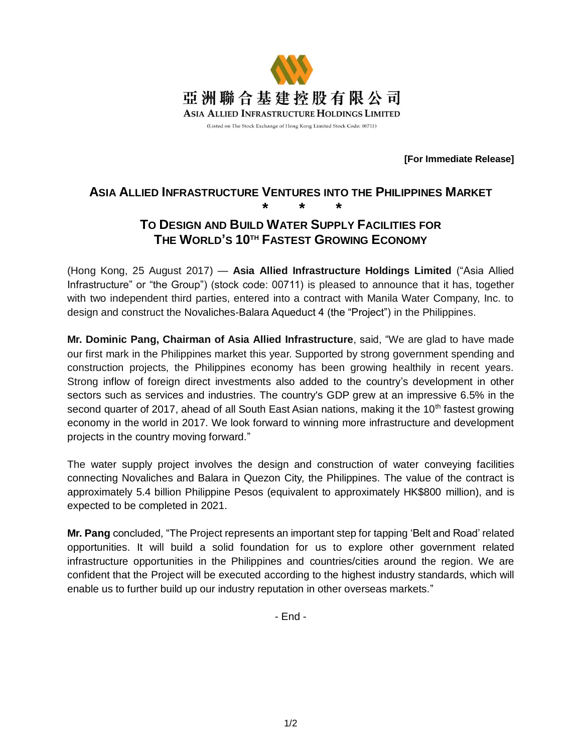亞洲聯合基建控股有限公司

ASIA ALLIED INFRASTRUCTURE HOLDINGS LIMITED

(Listed on The Stock Exchange of Hong Kong Limited Stock Code: 00711)

**[For Immediate Release]**

# ASIA ALLIED INFRASTRUCTURE VENTURES INTO THE PHILIPPINES MARKET

\* \* \*

## TO DESIGN AND BUILD WATER SUPPLY FACILITIES FOR THE WORLD'S 10TH FASTEST GROWING ECONOMY

(Hong Kong, 25 August 2017) — **Asia Allied Infrastructure Holdings Limited** ("Asia Allied Infrastructure" or "the Group") (stock code: 00711) is pleased to announce that it has, together with two independent third parties, entered into a contract with Manila Water Company, Inc. to design and construct the Novaliches-Balara Aqueduct 4 (the "Project") in the Philippines.

**Mr. Dominic Pang, Chairman of Asia Allied Infrastructure**, said, "We are glad to have made our first mark in the Philippines market this year. Supported by strong government spending and construction projects, the Philippines economy has been growing healthily in recent years. Strong inflow of foreign direct investments also added to the country's development in other sectors such as services and industries. The country's GDP grew at an impressive 6.5% in the second quarter of 2017, ahead of all South East Asian nations, making it the 10th fastest growing economy in the world in 2017. We look forward to winning more infrastructure and development projects in the country moving forward."

The water supply project involves the design and construction of water conveying facilities connecting Novaliches and Balara in Quezon City, the Philippines. The value of the contract is approximately 5.4 billion Philippine Pesos (equivalent to approximately HK$800 million), and is expected to be completed in 2021.

**Mr. Pang** concluded, "The Project represents an important step for tapping 'Belt and Road' related opportunities. It will build a solid foundation for us to explore other government related infrastructure opportunities in the Philippines and countries/cities around the region. We are confident that the Project will be executed according to the highest industry standards, which will enable us to further build up our industry reputation in other overseas markets."

\- End -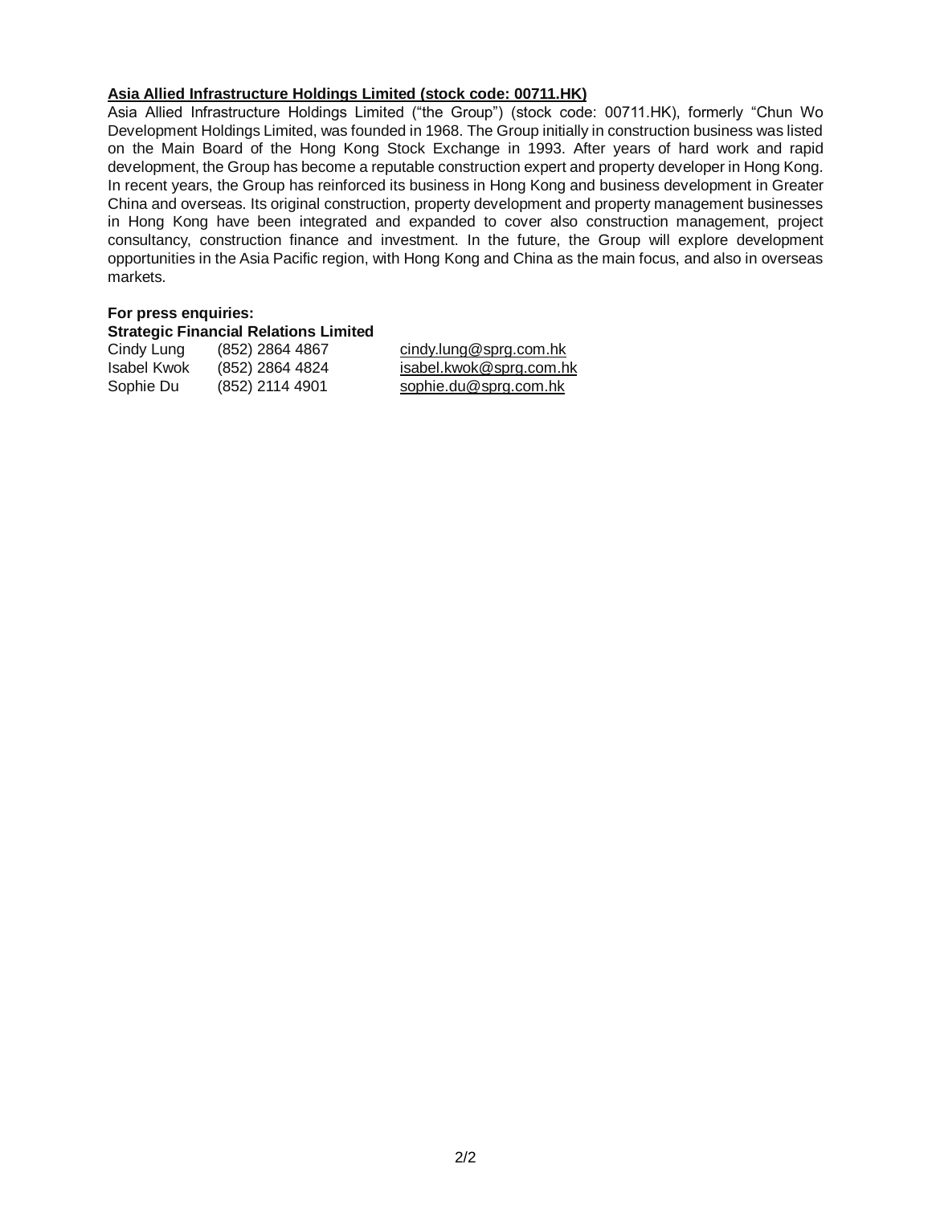**Asia Allied Infrastructure Holdings Limited (stock code: 00711.HK)**

Asia Allied Infrastructure Holdings Limited ("the Group") (stock code: 00711.HK), formerly "Chun Wo Development Holdings Limited, was founded in 1968. The Group initially in construction business was listed on the Main Board of the Hong Kong Stock Exchange in 1993. After years of hard work and rapid development, the Group has become a reputable construction expert and property developer in Hong Kong. In recent years, the Group has reinforced its business in Hong Kong and business development in Greater China and overseas. Its original construction, property development and property management businesses in Hong Kong have been integrated and expanded to cover also construction management, project consultancy, construction finance and investment. In the future, the Group will explore development opportunities in the Asia Pacific region, with Hong Kong and China as the main focus, and also in overseas markets.

**For press enquiries:**
**Strategic Financial Relations Limited**

| | | |
|---|---|---|
| Cindy Lung | (852) 2864 4867 | cindy.lung@sprg.com.hk |
| Isabel Kwok | (852) 2864 4824 | isabel.kwok@sprg.com.hk |
| Sophie Du | (852) 2114 4901 | sophie.du@sprg.com.hk |